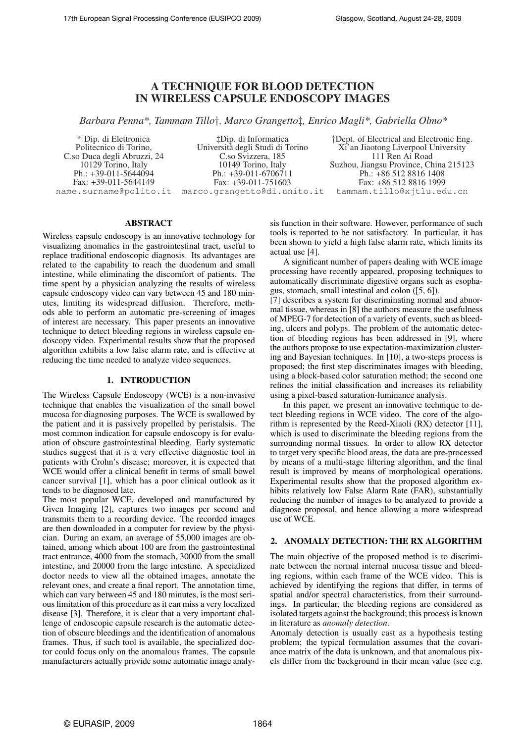# A TECHNIQUE FOR BLOOD DETECTION IN WIRELESS CAPSULE ENDOSCOPY IMAGES

*Barbara Penna\*, Tammam Tillo†, Marco Grangetto‡, Enrico Magli\*, Gabriella Olmo\**

\* Dip. di Elettronica
Politecnico di Torino,
C.so Duca degli Abruzzi, 24
10129 Torino, Italy
Ph.: +39-011-5644094
Fax: +39-011-5644149
name.surname@polito.it

‡Dip. di Informatica
Università degli Studi di Torino
C.so Svizzera, 185
10149 Torino, Italy
Ph.: +39-011-6706711
Fax: +39-011-751603
marco.grangetto@di.unito.it

†Dept. of Electrical and Electronic Eng.
Xi'an Jiaotong Liverpool University
111 Ren Ai Road
Suzhou, Jiangsu Province, China 215123
Ph.: +86 512 8816 1408
Fax: +86 512 8816 1999
tammam.tillo@xjtlu.edu.cn

## ABSTRACT

Wireless capsule endoscopy is an innovative technology for visualizing anomalies in the gastrointestinal tract, useful to replace traditional endoscopic diagnosis. Its advantages are related to the capability to reach the duodenum and small intestine, while eliminating the discomfort of patients. The time spent by a physician analyzing the results of wireless capsule endoscopy video can vary between 45 and 180 minutes, limiting its widespread diffusion. Therefore, methods able to perform an automatic pre-screening of images of interest are necessary. This paper presents an innovative technique to detect bleeding regions in wireless capsule endoscopy video. Experimental results show that the proposed algorithm exhibits a low false alarm rate, and is effective at reducing the time needed to analyze video sequences.

## 1. INTRODUCTION

The Wireless Capsule Endoscopy (WCE) is a non-invasive technique that enables the visualization of the small bowel mucosa for diagnosing purposes. The WCE is swallowed by the patient and it is passively propelled by peristalsis. The most common indication for capsule endoscopy is for evaluation of obscure gastrointestinal bleeding. Early systematic studies suggest that it is a very effective diagnostic tool in patients with Crohn's disease; moreover, it is expected that WCE would offer a clinical benefit in terms of small bowel cancer survival [1], which has a poor clinical outlook as it tends to be diagnosed late.

The most popular WCE, developed and manufactured by Given Imaging [2], captures two images per second and transmits them to a recording device. The recorded images are then downloaded in a computer for review by the physician. During an exam, an average of 55,000 images are obtained, among which about 100 are from the gastrointestinal tract entrance, 4000 from the stomach, 30000 from the small intestine, and 20000 from the large intestine. A specialized doctor needs to view all the obtained images, annotate the relevant ones, and create a final report. The annotation time, which can vary between 45 and 180 minutes, is the most serious limitation of this procedure as it can miss a very localized disease [3]. Therefore, it is clear that a very important challenge of endoscopic capsule research is the automatic detection of obscure bleedings and the identification of anomalous frames. Thus, if such tool is available, the specialized doctor could focus only on the anomalous frames. The capsule manufacturers actually provide some automatic image analysis function in their software. However, performance of such tools is reported to be not satisfactory. In particular, it has been shown to yield a high false alarm rate, which limits its actual use [4].

A significant number of papers dealing with WCE image processing have recently appeared, proposing techniques to automatically discriminate digestive organs such as esophagus, stomach, small intestinal and colon ([5, 6]).

[7] describes a system for discriminating normal and abnormal tissue, whereas in [8] the authors measure the usefulness of MPEG-7 for detection of a variety of events, such as bleeding, ulcers and polyps. The problem of the automatic detection of bleeding regions has been addressed in [9], where the authors propose to use expectation-maximization clustering and Bayesian techniques. In [10], a two-steps process is proposed; the first step discriminates images with bleeding, using a block-based color saturation method; the second one refines the initial classification and increases its reliability using a pixel-based saturation-luminance analysis.

In this paper, we present an innovative technique to detect bleeding regions in WCE video. The core of the algorithm is represented by the Reed-Xiaoli (RX) detector [11], which is used to discriminate the bleeding regions from the surrounding normal tissues. In order to allow RX detector to target very specific blood areas, the data are pre-processed by means of a multi-stage filtering algorithm, and the final result is improved by means of morphological operations. Experimental results show that the proposed algorithm exhibits relatively low False Alarm Rate (FAR), substantially reducing the number of images to be analyzed to provide a diagnose proposal, and hence allowing a more widespread use of WCE.

## 2. ANOMALY DETECTION: THE RX ALGORITHM

The main objective of the proposed method is to discriminate between the normal internal mucosa tissue and bleeding regions, within each frame of the WCE video. This is achieved by identifying the regions that differ, in terms of spatial and/or spectral characteristics, from their surroundings. In particular, the bleeding regions are considered as isolated targets against the background; this process is known in literature as *anomaly detection*.

Anomaly detection is usually cast as a hypothesis testing problem; the typical formulation assumes that the covariance matrix of the data is unknown, and that anomalous pixels differ from the background in their mean value (see e.g.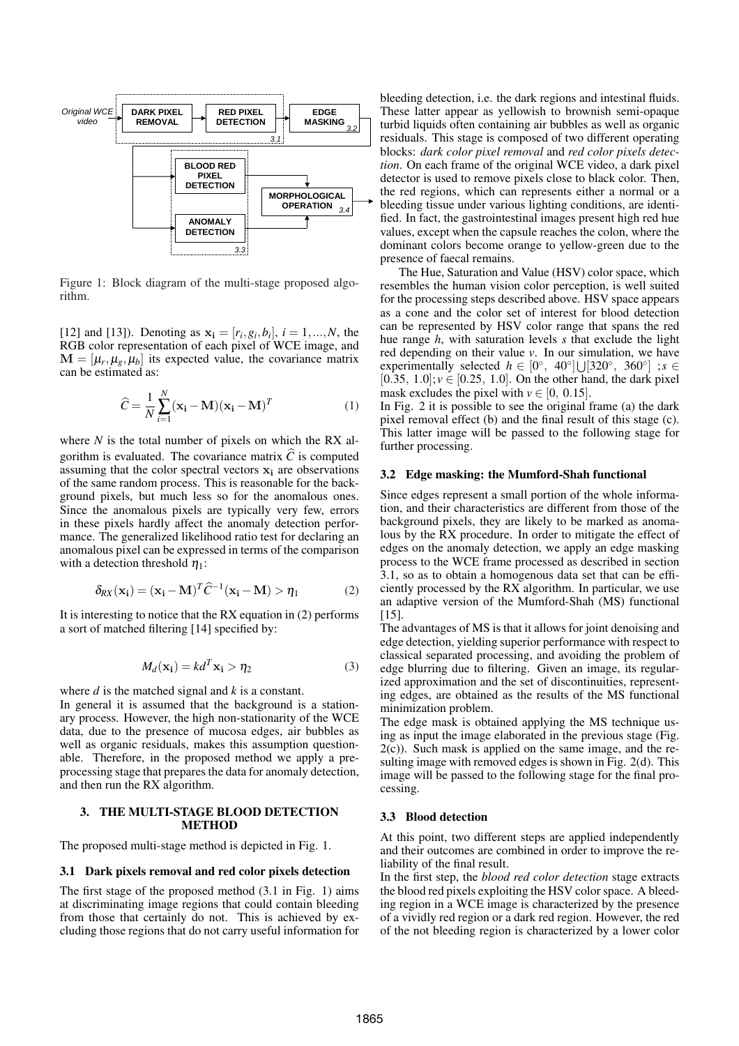Figure 1: Block diagram of the multi-stage proposed algorithm.

[12] and [13]). Denoting as $\mathbf{x_i} = [r_i, g_i, b_i]$, $i = 1, ..., N$, the RGB color representation of each pixel of WCE image, and $\mathbf{M} = [\mu_r, \mu_g, \mu_b]$ its expected value, the covariance matrix can be estimated as:

$$\widehat{C} = \frac{1}{N}\sum_{i=1}^{N}(\mathbf{x_i} - \mathbf{M})(\mathbf{x_i} - \mathbf{M})^T \tag{1}$$

where $N$ is the total number of pixels on which the RX algorithm is evaluated. The covariance matrix $\widehat{C}$ is computed assuming that the color spectral vectors $\mathbf{x_i}$ are observations of the same random process. This is reasonable for the background pixels, but much less so for the anomalous ones. Since the anomalous pixels are typically very few, errors in these pixels hardly affect the anomaly detection performance. The generalized likelihood ratio test for declaring an anomalous pixel can be expressed in terms of the comparison with a detection threshold $\eta_1$:

$$\delta_{RX}(\mathbf{x_i}) = (\mathbf{x_i} - \mathbf{M})^T \widehat{C}^{-1}(\mathbf{x_i} - \mathbf{M}) > \eta_1 \tag{2}$$

It is interesting to notice that the RX equation in (2) performs a sort of matched filtering [14] specified by:

$$M_d(\mathbf{x_i}) = kd^T\mathbf{x_i} > \eta_2 \tag{3}$$

where $d$ is the matched signal and $k$ is a constant.

In general it is assumed that the background is a stationary process. However, the high non-stationarity of the WCE data, due to the presence of mucosa edges, air bubbles as well as organic residuals, makes this assumption questionable. Therefore, in the proposed method we apply a pre-processing stage that prepares the data for anomaly detection, and then run the RX algorithm.

## 3. THE MULTI-STAGE BLOOD DETECTION METHOD

The proposed multi-stage method is depicted in Fig. 1.

### 3.1 Dark pixels removal and red color pixels detection

The first stage of the proposed method (3.1 in Fig. 1) aims at discriminating image regions that could contain bleeding from those that certainly do not. This is achieved by excluding those regions that do not carry useful information for bleeding detection, i.e. the dark regions and intestinal fluids. These latter appear as yellowish to brownish semi-opaque turbid liquids often containing air bubbles as well as organic residuals. This stage is composed of two different operating blocks: *dark color pixel removal* and *red color pixels detection*. On each frame of the original WCE video, a dark pixel detector is used to remove pixels close to black color. Then, the red regions, which can represents either a normal or a bleeding tissue under various lighting conditions, are identified. In fact, the gastrointestinal images present high red hue values, except when the capsule reaches the colon, where the dominant colors become orange to yellow-green due to the presence of faecal remains.

The Hue, Saturation and Value (HSV) color space, which resembles the human vision color perception, is well suited for the processing steps described above. HSV space appears as a cone and the color set of interest for blood detection can be represented by HSV color range that spans the red hue range $h$, with saturation levels $s$ that exclude the light red depending on their value $v$. In our simulation, we have experimentally selected $h \in [0°, 40°] \bigcup [320°, 360°]$ ; $s \in [0.35, 1.0]$; $v \in [0.25, 1.0]$. On the other hand, the dark pixel mask excludes the pixel with $v \in [0, 0.15]$.

In Fig. 2 it is possible to see the original frame (a) the dark pixel removal effect (b) and the final result of this stage (c). This latter image will be passed to the following stage for further processing.

### 3.2 Edge masking: the Mumford-Shah functional

Since edges represent a small portion of the whole information, and their characteristics are different from those of the background pixels, they are likely to be marked as anomalous by the RX procedure. In order to mitigate the effect of edges on the anomaly detection, we apply an edge masking process to the WCE frame processed as described in section 3.1, so as to obtain a homogenous data set that can be efficiently processed by the RX algorithm. In particular, we use an adaptive version of the Mumford-Shah (MS) functional [15].

The advantages of MS is that it allows for joint denoising and edge detection, yielding superior performance with respect to classical separated processing, and avoiding the problem of edge blurring due to filtering. Given an image, its regularized approximation and the set of discontinuities, representing edges, are obtained as the results of the MS functional minimization problem.

The edge mask is obtained applying the MS technique using as input the image elaborated in the previous stage (Fig. 2(c)). Such mask is applied on the same image, and the resulting image with removed edges is shown in Fig. 2(d). This image will be passed to the following stage for the final processing.

### 3.3 Blood detection

At this point, two different steps are applied independently and their outcomes are combined in order to improve the reliability of the final result.

In the first step, the *blood red color detection* stage extracts the blood red pixels exploiting the HSV color space. A bleeding region in a WCE image is characterized by the presence of a vividly red region or a dark red region. However, the red of the not bleeding region is characterized by a lower color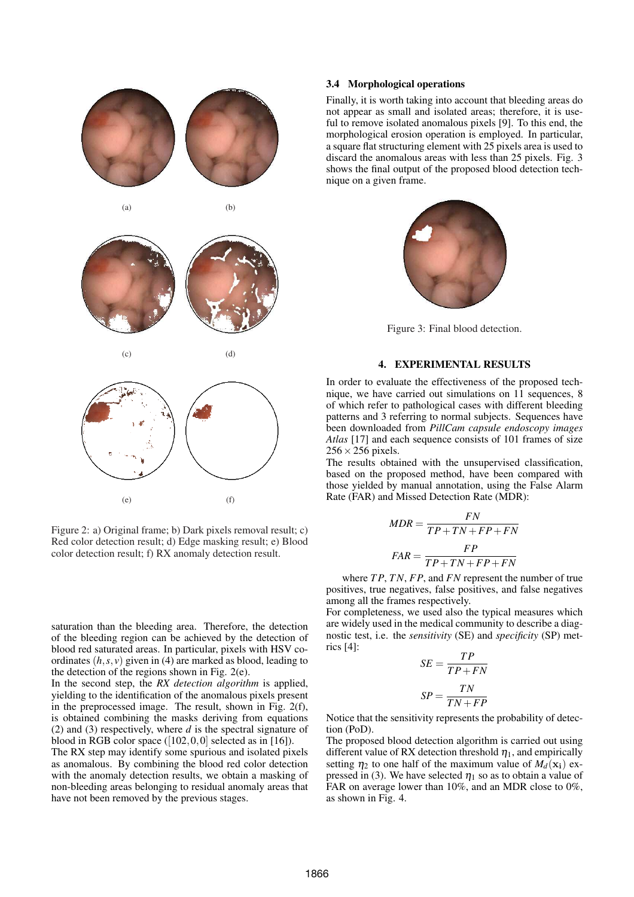(a) (b)

(c) (d)

(e) (f)

Figure 2: a) Original frame; b) Dark pixels removal result; c) Red color detection result; d) Edge masking result; e) Blood color detection result; f) RX anomaly detection result.

saturation than the bleeding area. Therefore, the detection of the bleeding region can be achieved by the detection of blood red saturated areas. In particular, pixels with HSV coordinates $(h,s,v)$ given in (4) are marked as blood, leading to the detection of the regions shown in Fig. 2(e).

In the second step, the *RX detection algorithm* is applied, yielding to the identification of the anomalous pixels present in the preprocessed image. The result, shown in Fig. 2(f), is obtained combining the masks deriving from equations (2) and (3) respectively, where $d$ is the spectral signature of blood in RGB color space ($[102,0,0]$ selected as in [16]).

The RX step may identify some spurious and isolated pixels as anomalous. By combining the blood red color detection with the anomaly detection results, we obtain a masking of non-bleeding areas belonging to residual anomaly areas that have not been removed by the previous stages.

### 3.4 Morphological operations

Finally, it is worth taking into account that bleeding areas do not appear as small and isolated areas; therefore, it is useful to remove isolated anomalous pixels [9]. To this end, the morphological erosion operation is employed. In particular, a square flat structuring element with 25 pixels area is used to discard the anomalous areas with less than 25 pixels. Fig. 3 shows the final output of the proposed blood detection technique on a given frame.

Figure 3: Final blood detection.

## 4. EXPERIMENTAL RESULTS

In order to evaluate the effectiveness of the proposed technique, we have carried out simulations on 11 sequences, 8 of which refer to pathological cases with different bleeding patterns and 3 referring to normal subjects. Sequences have been downloaded from *PillCam capsule endoscopy images Atlas* [17] and each sequence consists of 101 frames of size $256 \times 256$ pixels.

The results obtained with the unsupervised classification, based on the proposed method, have been compared with those yielded by manual annotation, using the False Alarm Rate (FAR) and Missed Detection Rate (MDR):

$$MDR = \frac{FN}{TP+TN+FP+FN}$$

$$FAR = \frac{FP}{TP+TN+FP+FN}$$

where $TP$, $TN$, $FP$, and $FN$ represent the number of true positives, true negatives, false positives, and false negatives among all the frames respectively.

For completeness, we used also the typical measures which are widely used in the medical community to describe a diagnostic test, i.e. the *sensitivity* (SE) and *specificity* (SP) metrics [4]:

$$SE = \frac{TP}{TP+FN}$$

$$SP = \frac{TN}{TN+FP}$$

Notice that the sensitivity represents the probability of detection (PoD).

The proposed blood detection algorithm is carried out using different value of RX detection threshold $\eta_1$, and empirically setting $\eta_2$ to one half of the maximum value of $M_d(\mathbf{x_i})$ expressed in (3). We have selected $\eta_1$ so as to obtain a value of FAR on average lower than 10%, and an MDR close to 0%, as shown in Fig. 4.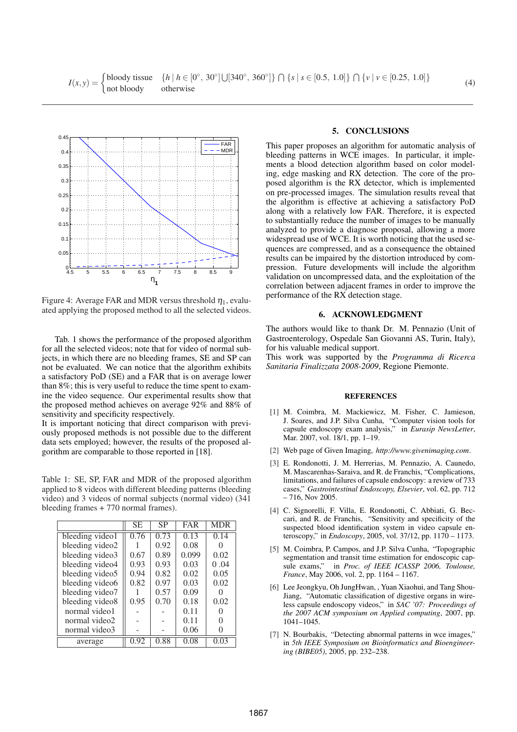$$I(x,y) = \begin{cases} \text{bloody tissue} & \{h \mid h \in [0^\circ,\ 30^\circ] \bigcup [340^\circ,\ 360^\circ]\} \bigcap \{s \mid s \in [0.5,\ 1.0]\} \bigcap \{v \mid v \in [0.25,\ 1.0]\} \\ \text{not bloody} & \text{otherwise} \end{cases} \tag{4}$$

Figure 4: Average FAR and MDR versus threshold $\eta_1$, evaluated applying the proposed method to all the selected videos.

Tab. 1 shows the performance of the proposed algorithm for all the selected videos; note that for video of normal subjects, in which there are no bleeding frames, SE and SP can not be evaluated. We can notice that the algorithm exhibits a satisfactory PoD (SE) and a FAR that is on average lower than 8%; this is very useful to reduce the time spent to examine the video sequence. Our experimental results show that the proposed method achieves on average 92% and 88% of sensitivity and specificity respectively.

It is important noticing that direct comparison with previously proposed methods is not possible due to the different data sets employed; however, the results of the proposed algorithm are comparable to those reported in [18].

Table 1: SE, SP, FAR and MDR of the proposed algorithm applied to 8 videos with different bleeding patterns (bleeding video) and 3 videos of normal subjects (normal video) (341 bleeding frames + 770 normal frames).

| | SE | SP | FAR | MDR |
|---|---|---|---|---|
| bleeding video1 | 0.76 | 0.73 | 0.13 | 0.14 |
| bleeding video2 | 1 | 0.92 | 0.08 | 0 |
| bleeding video3 | 0.67 | 0.89 | 0.099 | 0.02 |
| bleeding video4 | 0.93 | 0.93 | 0.03 | 0 .04 |
| bleeding video5 | 0.94 | 0.82 | 0.02 | 0.05 |
| bleeding video6 | 0.82 | 0.97 | 0.03 | 0.02 |
| bleeding video7 | 1 | 0.57 | 0.09 | 0 |
| bleeding video8 | 0.95 | 0.70 | 0.18 | 0.02 |
| normal video1 | - | - | 0.11 | 0 |
| normal video2 | - | - | 0.11 | 0 |
| normal video3 | - | - | 0.06 | 0 |
| average | 0.92 | 0.88 | 0.08 | 0.03 |

## 5. CONCLUSIONS

This paper proposes an algorithm for automatic analysis of bleeding patterns in WCE images. In particular, it implements a blood detection algorithm based on color modeling, edge masking and RX detection. The core of the proposed algorithm is the RX detector, which is implemented on pre-processed images. The simulation results reveal that the algorithm is effective at achieving a satisfactory PoD along with a relatively low FAR. Therefore, it is expected to substantially reduce the number of images to be manually analyzed to provide a diagnose proposal, allowing a more widespread use of WCE. It is worth noticing that the used sequences are compressed, and as a consequence the obtained results can be impaired by the distortion introduced by compression. Future developments will include the algorithm validation on uncompressed data, and the exploitation of the correlation between adjacent frames in order to improve the performance of the RX detection stage.

## 6. ACKNOWLEDGMENT

The authors would like to thank Dr. M. Pennazio (Unit of Gastroenterology, Ospedale San Giovanni AS, Turin, Italy), for his valuable medical support.

This work was supported by the *Programma di Ricerca Sanitaria Finalizzata 2008-2009*, Regione Piemonte.

## REFERENCES

[1] M. Coimbra, M. Mackiewicz, M. Fisher, C. Jamieson, J. Soares, and J.P. Silva Cunha, "Computer vision tools for capsule endoscopy exam analysis," in *Eurasip NewsLetter*, Mar. 2007, vol. 18/1, pp. 1–19.

[2] Web page of Given Imaging, *http://www.givenimaging.com*.

[3] E. Rondonotti, J. M. Herrerias, M. Pennazio, A. Caunedo, M. Mascarenhas-Saraiva, and R. de Franchis, "Complications, limitations, and failures of capsule endoscopy: a review of 733 cases," *Gastrointestinal Endoscopy, Elsevier*, vol. 62, pp. 712 – 716, Nov 2005.

[4] C. Signorelli, F. Villa, E. Rondonotti, C. Abbiati, G. Beccari, and R. de Franchis, "Sensitivity and specificity of the suspected blood identification system in video capsule enteroscopy," in *Endoscopy*, 2005, vol. 37/12, pp. 1170 – 1173.

[5] M. Coimbra, P. Campos, and J.P. Silva Cunha, "Topographic segmentation and transit time estimation for endoscopic capsule exams," in *Proc. of IEEE ICASSP 2006, Toulouse, France*, May 2006, vol. 2, pp. 1164 – 1167.

[6] Lee Jeongkyu, Oh JungHwan, , Yuan Xiaohui, and Tang Shou-Jiang, "Automatic classification of digestive organs in wireless capsule endoscopy videos," in *SAC '07: Proceedings of the 2007 ACM symposium on Applied computing*, 2007, pp. 1041–1045.

[7] N. Bourbakis, "Detecting abnormal patterns in wce images," in *5th IEEE Symposium on Bioinformatics and Bioengineering (BIBE05)*, 2005, pp. 232–238.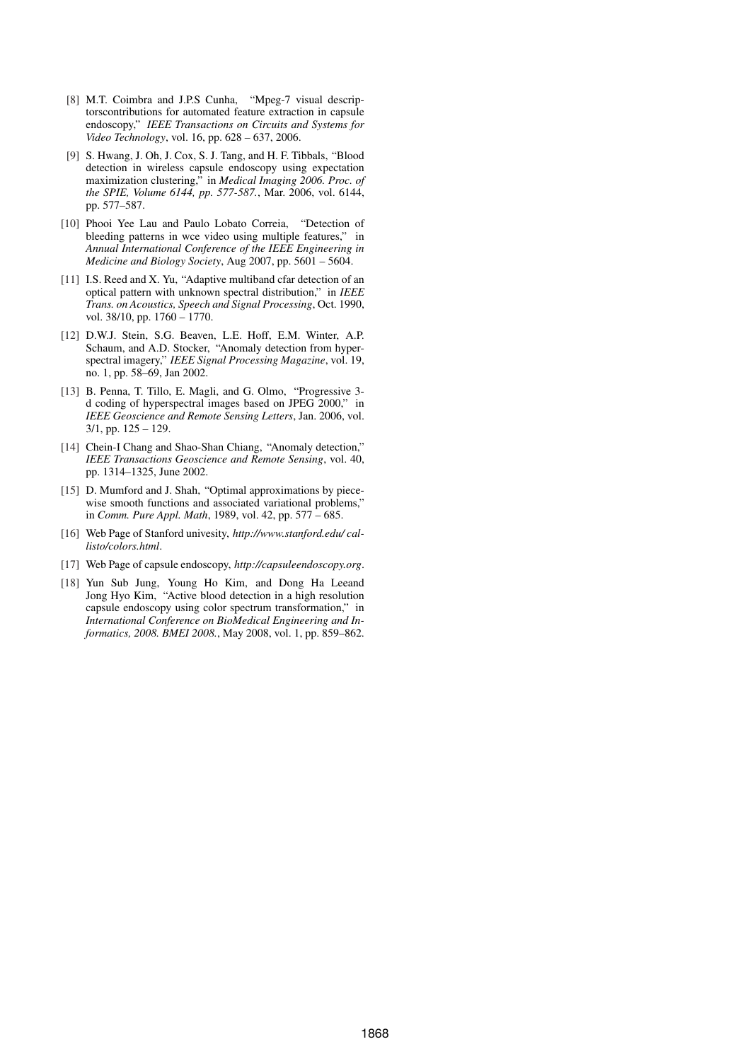[8] M.T. Coimbra and J.P.S Cunha, "Mpeg-7 visual descriptorscontributions for automated feature extraction in capsule endoscopy," *IEEE Transactions on Circuits and Systems for Video Technology*, vol. 16, pp. 628 – 637, 2006.

[9] S. Hwang, J. Oh, J. Cox, S. J. Tang, and H. F. Tibbals, "Blood detection in wireless capsule endoscopy using expectation maximization clustering," in *Medical Imaging 2006. Proc. of the SPIE, Volume 6144, pp. 577-587.*, Mar. 2006, vol. 6144, pp. 577–587.

[10] Phooi Yee Lau and Paulo Lobato Correia, "Detection of bleeding patterns in wce video using multiple features," in *Annual International Conference of the IEEE Engineering in Medicine and Biology Society*, Aug 2007, pp. 5601 – 5604.

[11] I.S. Reed and X. Yu, "Adaptive multiband cfar detection of an optical pattern with unknown spectral distribution," in *IEEE Trans. on Acoustics, Speech and Signal Processing*, Oct. 1990, vol. 38/10, pp. 1760 – 1770.

[12] D.W.J. Stein, S.G. Beaven, L.E. Hoff, E.M. Winter, A.P. Schaum, and A.D. Stocker, "Anomaly detection from hyperspectral imagery," *IEEE Signal Processing Magazine*, vol. 19, no. 1, pp. 58–69, Jan 2002.

[13] B. Penna, T. Tillo, E. Magli, and G. Olmo, "Progressive 3-d coding of hyperspectral images based on JPEG 2000," in *IEEE Geoscience and Remote Sensing Letters*, Jan. 2006, vol. 3/1, pp. 125 – 129.

[14] Chein-I Chang and Shao-Shan Chiang, "Anomaly detection," *IEEE Transactions Geoscience and Remote Sensing*, vol. 40, pp. 1314–1325, June 2002.

[15] D. Mumford and J. Shah, "Optimal approximations by piecewise smooth functions and associated variational problems," in *Comm. Pure Appl. Math*, 1989, vol. 42, pp. 577 – 685.

[16] Web Page of Stanford univesity, *http://www.stanford.edu/ callisto/colors.html*.

[17] Web Page of capsule endoscopy, *http://capsuleendoscopy.org*.

[18] Yun Sub Jung, Young Ho Kim, and Dong Ha Leeand Jong Hyo Kim, "Active blood detection in a high resolution capsule endoscopy using color spectrum transformation," in *International Conference on BioMedical Engineering and Informatics, 2008. BMEI 2008.*, May 2008, vol. 1, pp. 859–862.